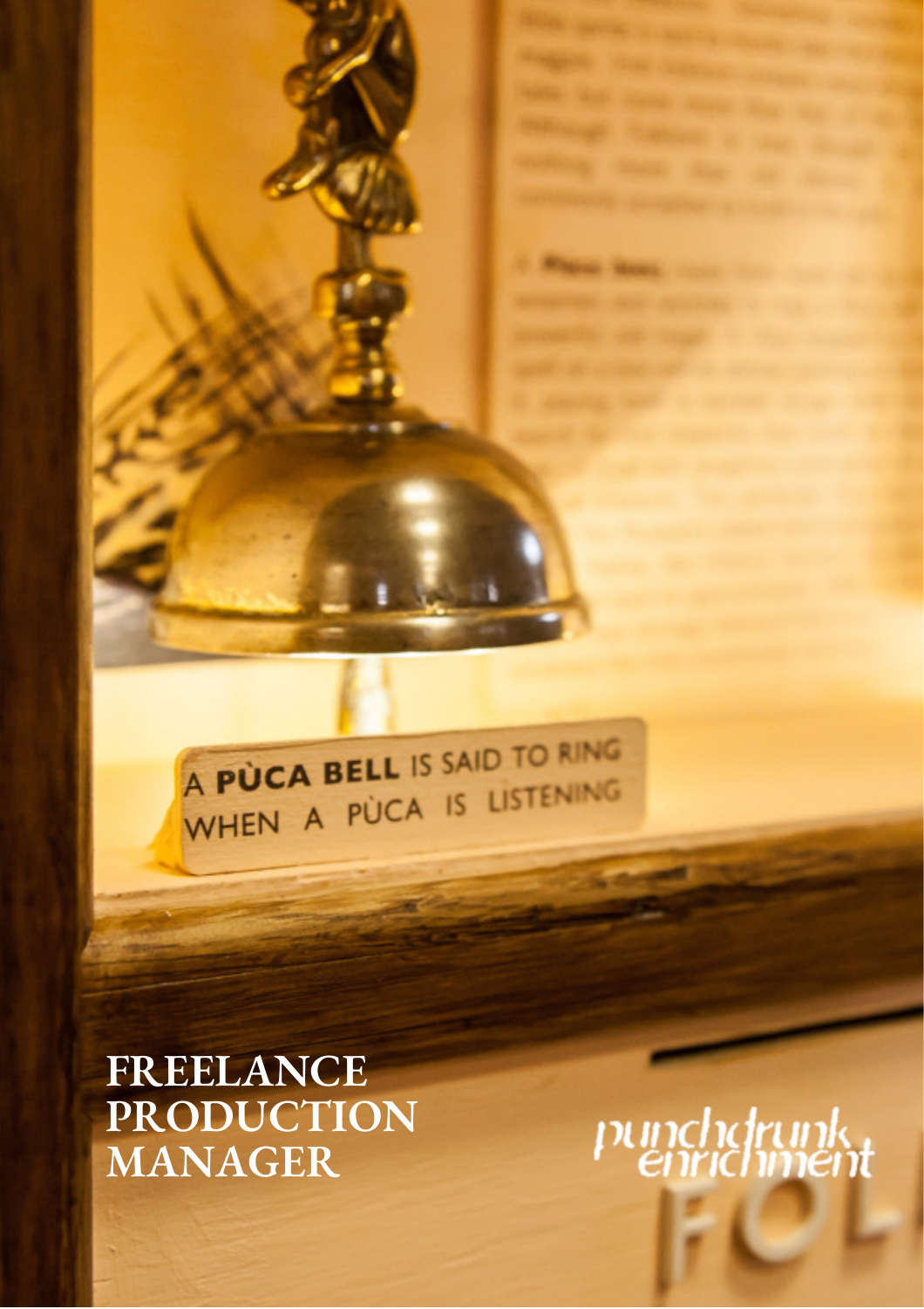A **PÙCA BELL** IS SAID TO RING WHEN A PÙCA IS LISTENING

# FREELANCE PRODUCTION MANAGER

punchdrunk enrichment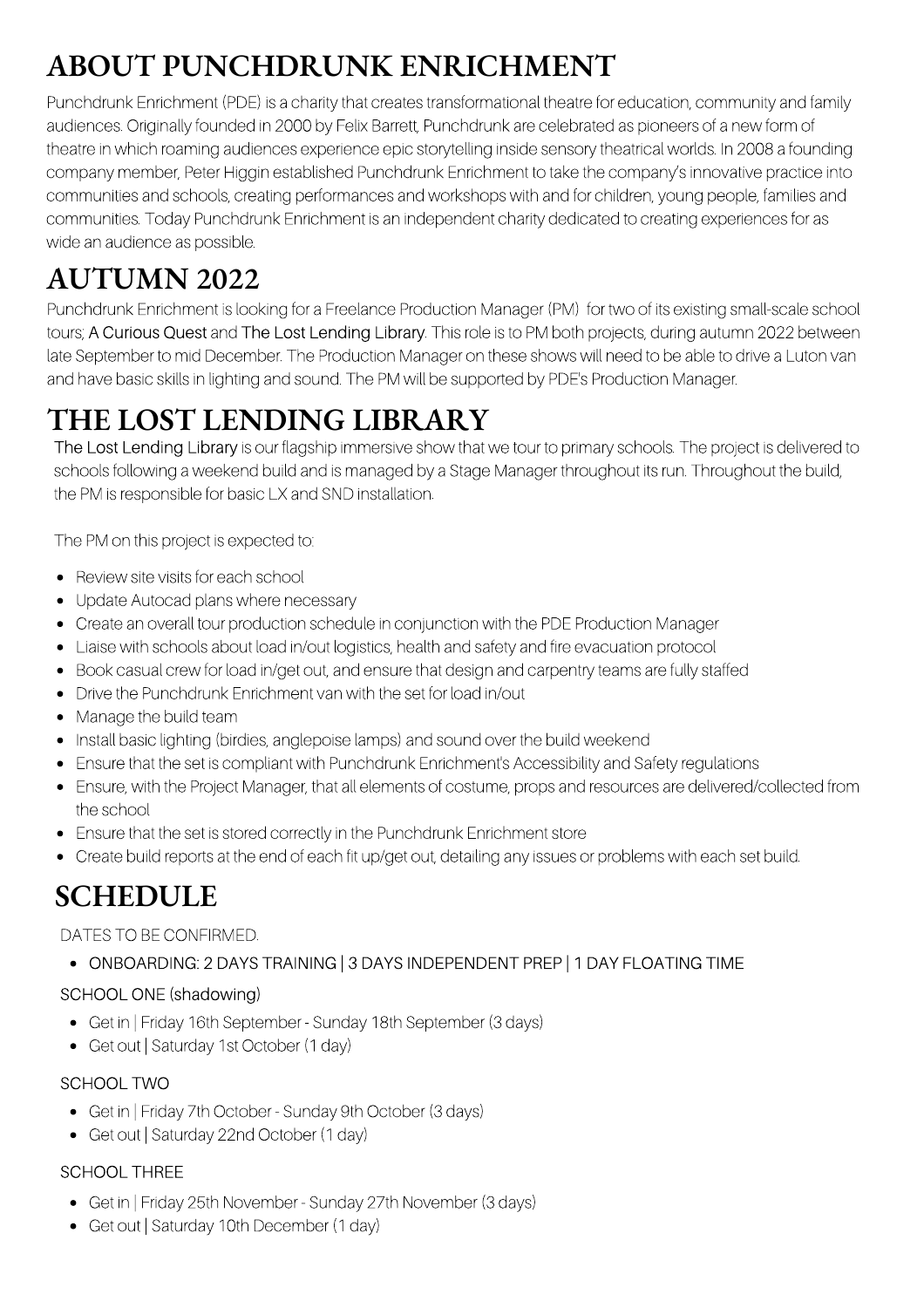# ABOUT PUNCHDRUNK ENRICHMENT

Punchdrunk Enrichment (PDE) is a charity that creates transformational theatre for education, community and family audiences. Originally founded in 2000 by Felix Barrett, Punchdrunk are celebrated as pioneers of a new form of theatre in which roaming audiences experience epic storytelling inside sensory theatrical worlds. In 2008 a founding company member, Peter Higgin established Punchdrunk Enrichment to take the company's innovative practice into communities and schools, creating performances and workshops with and for children, young people, families and communities. Today Punchdrunk Enrichment is an independent charity dedicated to creating experiences for as wide an audience as possible.

# AUTUMN 2022

Punchdrunk Enrichment is looking for a Freelance Production Manager (PM) for two of its existing small-scale school tours; A Curious Quest and The Lost Lending Library. This role is to PM both projects, during autumn 2022 between late September to mid December. The Production Manager on these shows will need to be able to drive a Luton van and have basic skills in lighting and sound. The PM will be supported by PDE's Production Manager.

# THE LOST LENDING LIBRARY

The Lost Lending Library is our flagship immersive show that we tour to primary schools. The project is delivered to schools following a weekend build and is managed by a Stage Manager throughout its run. Throughout the build, the PM is responsible for basic LX and SND installation.

The PM on this project is expected to:

- Review site visits for each school
- Update Autocad plans where necessary
- Create an overall tour production schedule in conjunction with the PDE Production Manager
- Liaise with schools about load in/out logistics, health and safety and fire evacuation protocol
- Book casual crew for load in/get out, and ensure that design and carpentry teams are fully staffed
- Drive the Punchdrunk Enrichment van with the set for load in/out
- Manage the build team
- Install basic lighting (birdies, anglepoise lamps) and sound over the build weekend
- Ensure that the set is compliant with Punchdrunk Enrichment's Accessibility and Safety regulations
- Ensure, with the Project Manager, that all elements of costume, props and resources are delivered/collected from the school
- Ensure that the set is stored correctly in the Punchdrunk Enrichment store
- Create build reports at the end of each fit up/get out, detailing any issues or problems with each set build.

# SCHEDULE

DATES TO BE CONFIRMED.

- ONBOARDING: 2 DAYS TRAINING | 3 DAYS INDEPENDENT PREP | 1 DAY FLOATING TIME

SCHOOL ONE (shadowing)

- Get in | Friday 16th September - Sunday 18th September (3 days)
- Get out | Saturday 1st October (1 day)

SCHOOL TWO

- Get in | Friday 7th October - Sunday 9th October (3 days)
- Get out | Saturday 22nd October (1 day)

SCHOOL THREE

- Get in | Friday 25th November - Sunday 27th November (3 days)
- Get out | Saturday 10th December (1 day)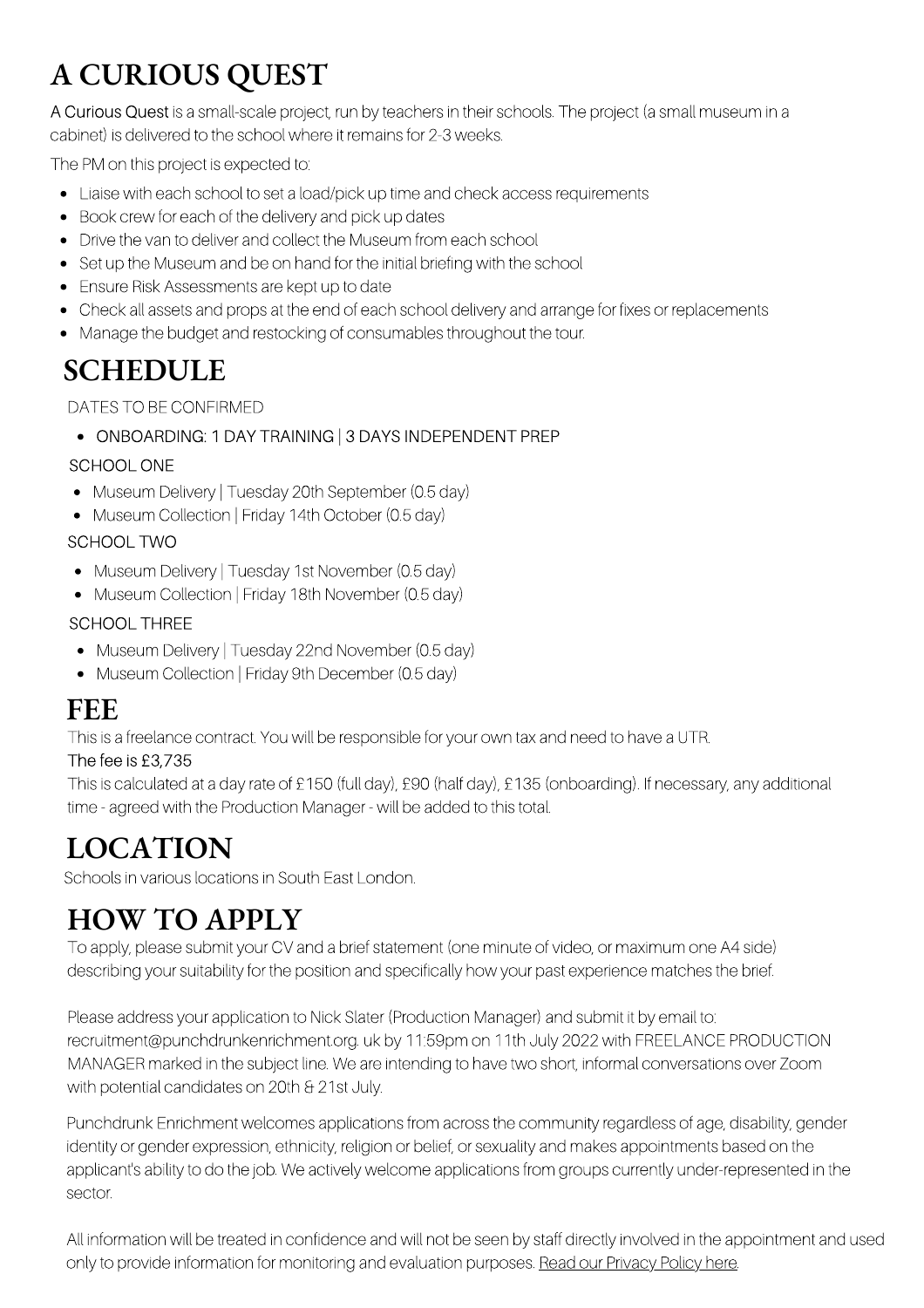# A CURIOUS QUEST

A Curious Quest is a small-scale project, run by teachers in their schools. The project (a small museum in a cabinet) is delivered to the school where it remains for 2-3 weeks.

The PM on this project is expected to:

- Liaise with each school to set a load/pick up time and check access requirements
- Book crew for each of the delivery and pick up dates
- Drive the van to deliver and collect the Museum from each school
- Set up the Museum and be on hand for the initial briefing with the school
- Ensure Risk Assessments are kept up to date
- Check all assets and props at the end of each school delivery and arrange for fixes or replacements
- Manage the budget and restocking of consumables throughout the tour.

# SCHEDULE

DATES TO BE CONFIRMED

- ONBOARDING: 1 DAY TRAINING | 3 DAYS INDEPENDENT PREP

SCHOOL ONE

- Museum Delivery | Tuesday 20th September (0.5 day)
- Museum Collection | Friday 14th October (0.5 day)

SCHOOL TWO

- Museum Delivery | Tuesday 1st November (0.5 day)
- Museum Collection | Friday 18th November (0.5 day)

SCHOOL THREE

- Museum Delivery | Tuesday 22nd November (0.5 day)
- Museum Collection | Friday 9th December (0.5 day)

# FEE

This is a freelance contract. You will be responsible for your own tax and need to have a UTR.

The fee is £3,735

This is calculated at a day rate of £150 (full day), £90 (half day), £135 (onboarding). If necessary, any additional time - agreed with the Production Manager - will be added to this total.

# LOCATION

Schools in various locations in South East London.

# HOW TO APPLY

To apply, please submit your CV and a brief statement (one minute of video, or maximum one A4 side) describing your suitability for the position and specifically how your past experience matches the brief.

Please address your application to Nick Slater (Production Manager) and submit it by email to: recruitment@punchdrunkenrichment.org. uk by 11:59pm on 11th July 2022 with FREELANCE PRODUCTION MANAGER marked in the subject line. We are intending to have two short, informal conversations over Zoom with potential candidates on 20th & 21st July.

Punchdrunk Enrichment welcomes applications from across the community regardless of age, disability, gender identity or gender expression, ethnicity, religion or belief, or sexuality and makes appointments based on the applicant's ability to do the job. We actively welcome applications from groups currently under-represented in the sector.

All information will be treated in confidence and will not be seen by staff directly involved in the appointment and used only to provide information for monitoring and evaluation purposes. Read our Privacy Policy here.